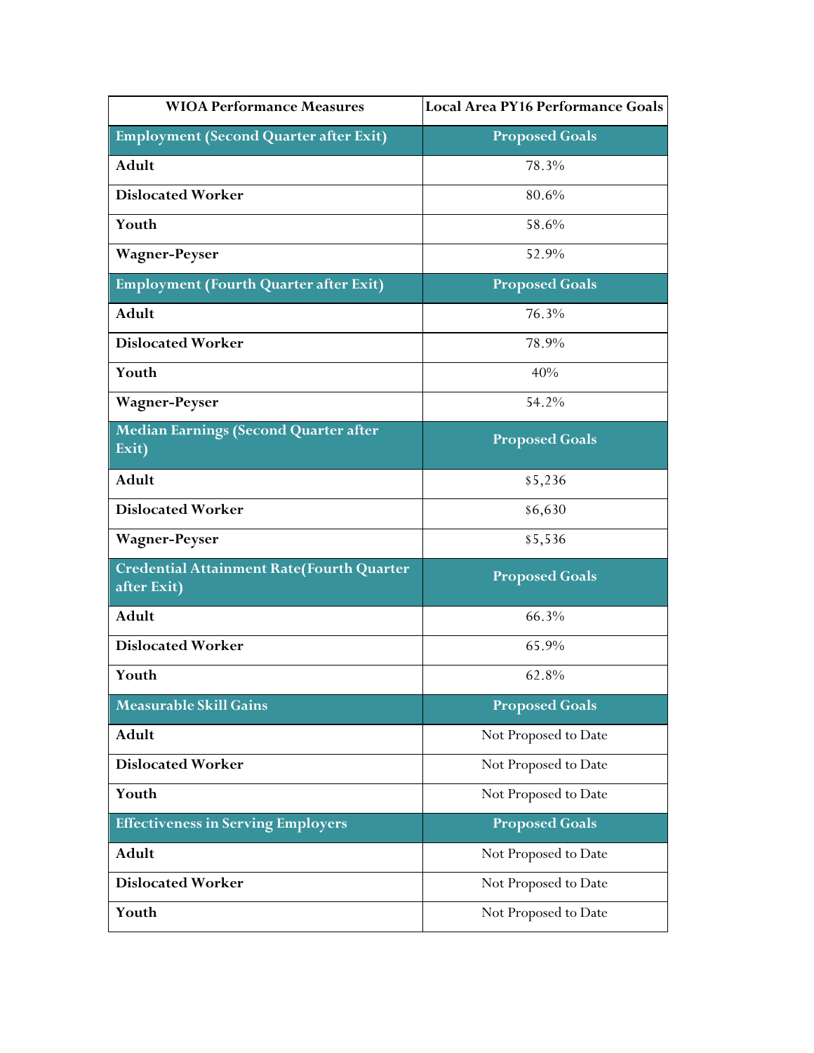| WIOA Performance Measures | Local Area PY16 Performance Goals |
|---|---|
| **Employment (Second Quarter after Exit)** | **Proposed Goals** |
| **Adult** | 78.3% |
| **Dislocated Worker** | 80.6% |
| **Youth** | 58.6% |
| **Wagner-Peyser** | 52.9% |
| **Employment (Fourth Quarter after Exit)** | **Proposed Goals** |
| **Adult** | 76.3% |
| **Dislocated Worker** | 78.9% |
| **Youth** | 40% |
| **Wagner-Peyser** | 54.2% |
| **Median Earnings (Second Quarter after Exit)** | **Proposed Goals** |
| **Adult** | $5,236 |
| **Dislocated Worker** | $6,630 |
| **Wagner-Peyser** | $5,536 |
| **Credential Attainment Rate(Fourth Quarter after Exit)** | **Proposed Goals** |
| **Adult** | 66.3% |
| **Dislocated Worker** | 65.9% |
| **Youth** | 62.8% |
| **Measurable Skill Gains** | **Proposed Goals** |
| **Adult** | Not Proposed to Date |
| **Dislocated Worker** | Not Proposed to Date |
| **Youth** | Not Proposed to Date |
| **Effectiveness in Serving Employers** | **Proposed Goals** |
| **Adult** | Not Proposed to Date |
| **Dislocated Worker** | Not Proposed to Date |
| **Youth** | Not Proposed to Date |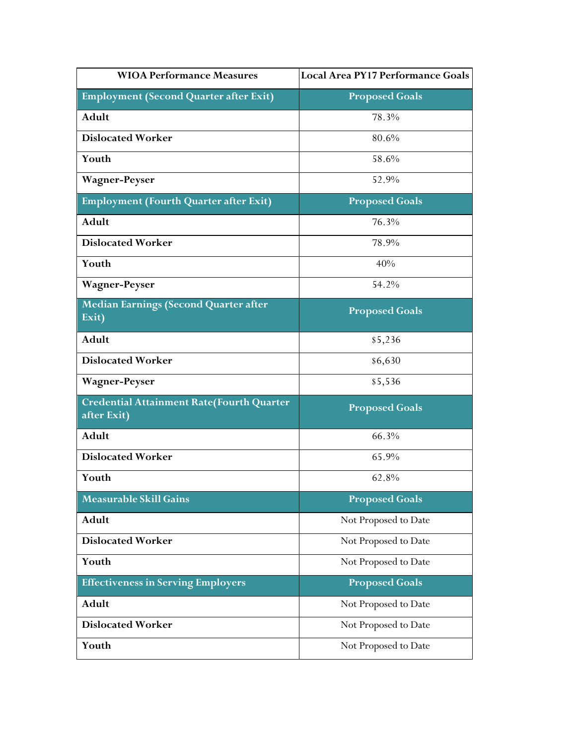| WIOA Performance Measures | Local Area PY17 Performance Goals |
| --- | --- |
| **Employment (Second Quarter after Exit)** | **Proposed Goals** |
| **Adult** | 78.3% |
| **Dislocated Worker** | 80.6% |
| **Youth** | 58.6% |
| **Wagner-Peyser** | 52.9% |
| **Employment (Fourth Quarter after Exit)** | **Proposed Goals** |
| **Adult** | 76.3% |
| **Dislocated Worker** | 78.9% |
| **Youth** | 40% |
| **Wagner-Peyser** | 54.2% |
| **Median Earnings (Second Quarter after Exit)** | **Proposed Goals** |
| **Adult** | $5,236 |
| **Dislocated Worker** | $6,630 |
| **Wagner-Peyser** | $5,536 |
| **Credential Attainment Rate(Fourth Quarter after Exit)** | **Proposed Goals** |
| **Adult** | 66.3% |
| **Dislocated Worker** | 65.9% |
| **Youth** | 62.8% |
| **Measurable Skill Gains** | **Proposed Goals** |
| **Adult** | Not Proposed to Date |
| **Dislocated Worker** | Not Proposed to Date |
| **Youth** | Not Proposed to Date |
| **Effectiveness in Serving Employers** | **Proposed Goals** |
| **Adult** | Not Proposed to Date |
| **Dislocated Worker** | Not Proposed to Date |
| **Youth** | Not Proposed to Date |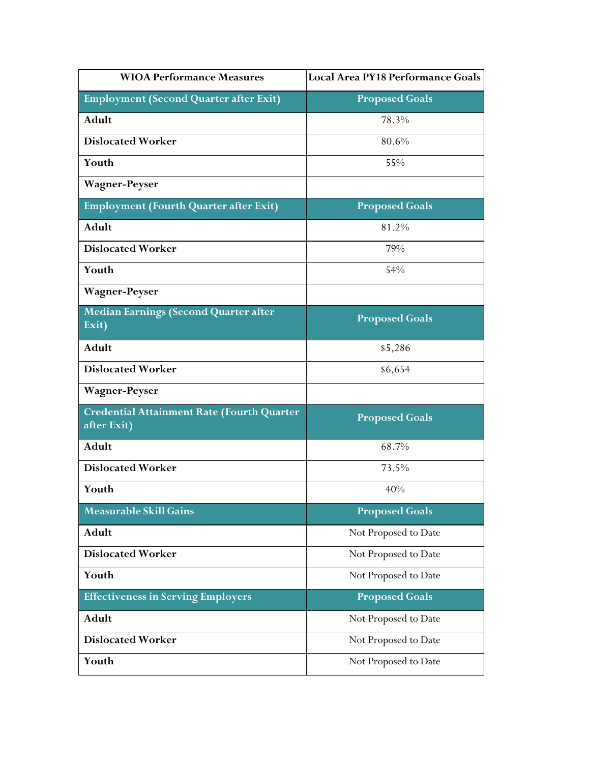| WIOA Performance Measures | Local Area PY18 Performance Goals |
|---|---|
| **Employment (Second Quarter after Exit)** | **Proposed Goals** |
| **Adult** | 78.3% |
| **Dislocated Worker** | 80.6% |
| **Youth** | 55% |
| **Wagner-Peyser** | |
| **Employment (Fourth Quarter after Exit)** | **Proposed Goals** |
| **Adult** | 81.2% |
| **Dislocated Worker** | 79% |
| **Youth** | 54% |
| **Wagner-Peyser** | |
| **Median Earnings (Second Quarter after Exit)** | **Proposed Goals** |
| **Adult** | $5,286 |
| **Dislocated Worker** | $6,654 |
| **Wagner-Peyser** | |
| **Credential Attainment Rate (Fourth Quarter after Exit)** | **Proposed Goals** |
| **Adult** | 68.7% |
| **Dislocated Worker** | 73.5% |
| **Youth** | 40% |
| **Measurable Skill Gains** | **Proposed Goals** |
| **Adult** | Not Proposed to Date |
| **Dislocated Worker** | Not Proposed to Date |
| **Youth** | Not Proposed to Date |
| **Effectiveness in Serving Employers** | **Proposed Goals** |
| **Adult** | Not Proposed to Date |
| **Dislocated Worker** | Not Proposed to Date |
| **Youth** | Not Proposed to Date |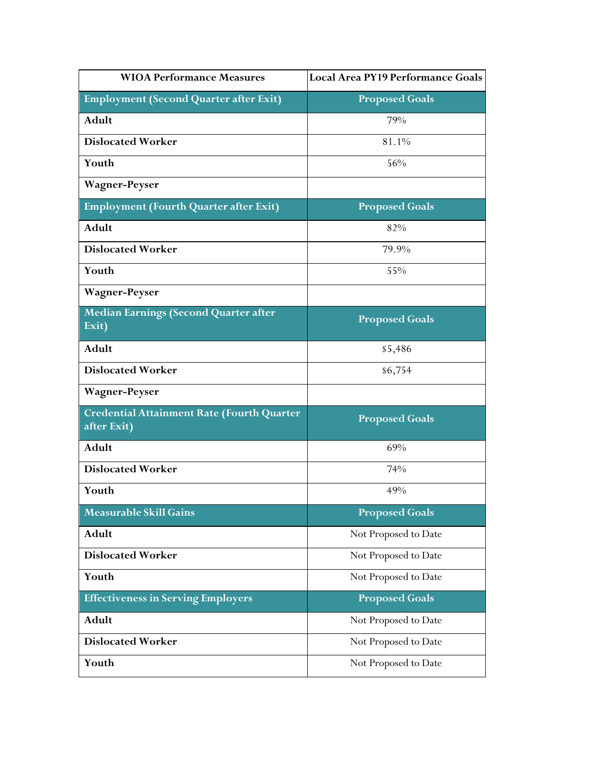| WIOA Performance Measures | Local Area PY19 Performance Goals |
|---|---|
| **Employment (Second Quarter after Exit)** | **Proposed Goals** |
| **Adult** | 79% |
| **Dislocated Worker** | 81.1% |
| **Youth** | 56% |
| **Wagner-Peyser** | |
| **Employment (Fourth Quarter after Exit)** | **Proposed Goals** |
| **Adult** | 82% |
| **Dislocated Worker** | 79.9% |
| **Youth** | 55% |
| **Wagner-Peyser** | |
| **Median Earnings (Second Quarter after Exit)** | **Proposed Goals** |
| **Adult** | $5,486 |
| **Dislocated Worker** | $6,754 |
| **Wagner-Peyser** | |
| **Credential Attainment Rate (Fourth Quarter after Exit)** | **Proposed Goals** |
| **Adult** | 69% |
| **Dislocated Worker** | 74% |
| **Youth** | 49% |
| **Measurable Skill Gains** | **Proposed Goals** |
| **Adult** | Not Proposed to Date |
| **Dislocated Worker** | Not Proposed to Date |
| **Youth** | Not Proposed to Date |
| **Effectiveness in Serving Employers** | **Proposed Goals** |
| **Adult** | Not Proposed to Date |
| **Dislocated Worker** | Not Proposed to Date |
| **Youth** | Not Proposed to Date |